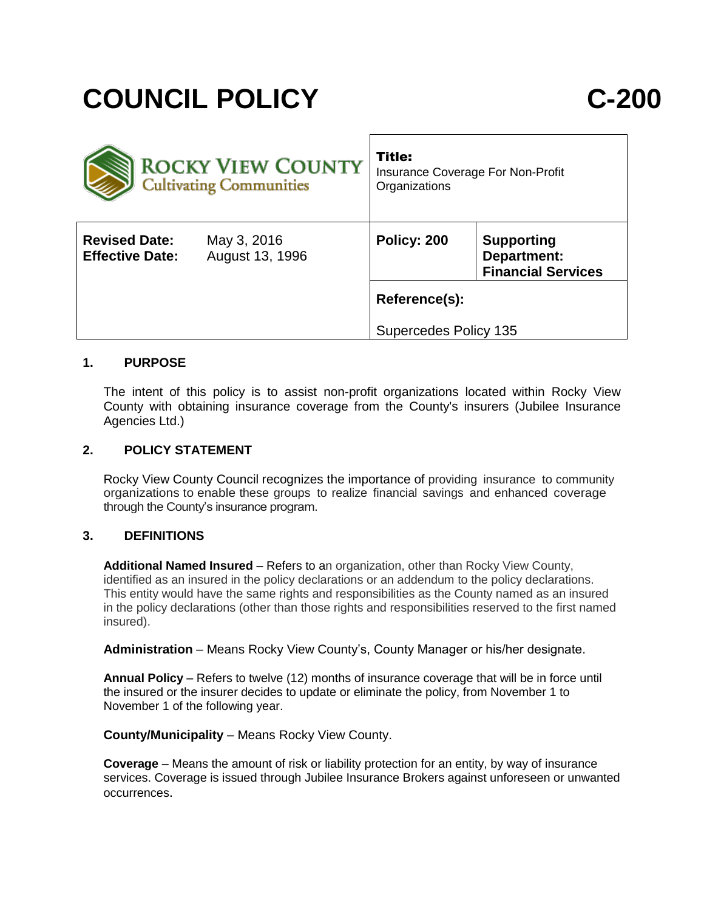# COUNCIL POLICY C-200

| ROCKY VIEW COUNTY Cultivating Communities | | Title: Insurance Coverage For Non-Profit Organizations | |
|---|---|---|---|
| **Revised Date:** | May 3, 2016 | **Policy: 200** | **Supporting Department: Financial Services** |
| **Effective Date:** | August 13, 1996 | **Reference(s):** Supercedes Policy 135 | |

## 1. PURPOSE

The intent of this policy is to assist non-profit organizations located within Rocky View County with obtaining insurance coverage from the County's insurers (Jubilee Insurance Agencies Ltd.)

## 2. POLICY STATEMENT

Rocky View County Council recognizes the importance of providing insurance to community organizations to enable these groups to realize financial savings and enhanced coverage through the County's insurance program.

## 3. DEFINITIONS

**Additional Named Insured** – Refers to an organization, other than Rocky View County, identified as an insured in the policy declarations or an addendum to the policy declarations. This entity would have the same rights and responsibilities as the County named as an insured in the policy declarations (other than those rights and responsibilities reserved to the first named insured).

**Administration** – Means Rocky View County's, County Manager or his/her designate.

**Annual Policy** – Refers to twelve (12) months of insurance coverage that will be in force until the insured or the insurer decides to update or eliminate the policy, from November 1 to November 1 of the following year.

**County/Municipality** – Means Rocky View County.

**Coverage** – Means the amount of risk or liability protection for an entity, by way of insurance services. Coverage is issued through Jubilee Insurance Brokers against unforeseen or unwanted occurrences.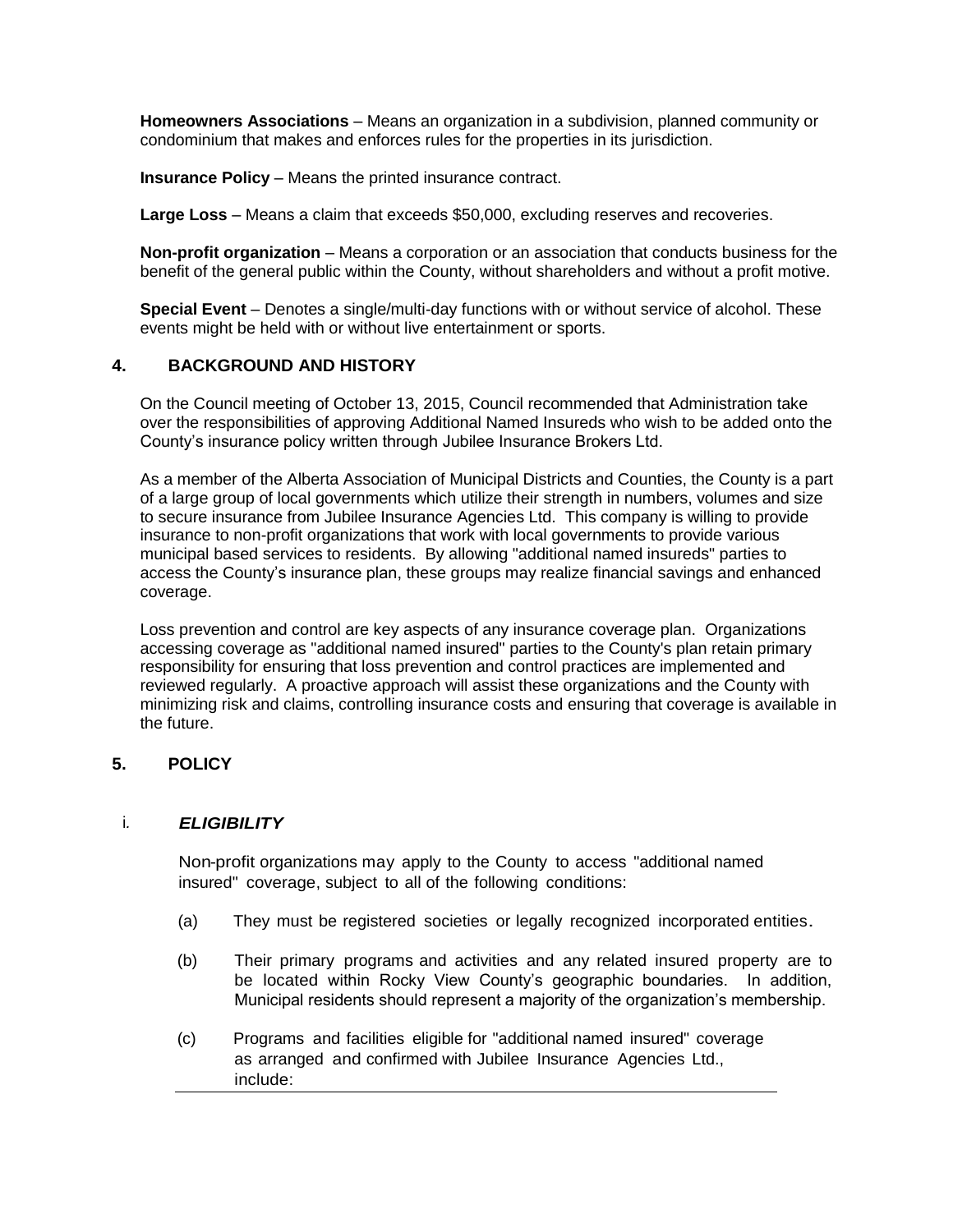**Homeowners Associations** – Means an organization in a subdivision, planned community or condominium that makes and enforces rules for the properties in its jurisdiction.

**Insurance Policy** – Means the printed insurance contract.

**Large Loss** – Means a claim that exceeds $50,000, excluding reserves and recoveries.

**Non-profit organization** – Means a corporation or an association that conducts business for the benefit of the general public within the County, without shareholders and without a profit motive.

**Special Event** – Denotes a single/multi-day functions with or without service of alcohol. These events might be held with or without live entertainment or sports.

## 4. BACKGROUND AND HISTORY

On the Council meeting of October 13, 2015, Council recommended that Administration take over the responsibilities of approving Additional Named Insureds who wish to be added onto the County's insurance policy written through Jubilee Insurance Brokers Ltd.

As a member of the Alberta Association of Municipal Districts and Counties, the County is a part of a large group of local governments which utilize their strength in numbers, volumes and size to secure insurance from Jubilee Insurance Agencies Ltd. This company is willing to provide insurance to non-profit organizations that work with local governments to provide various municipal based services to residents. By allowing "additional named insureds" parties to access the County's insurance plan, these groups may realize financial savings and enhanced coverage.

Loss prevention and control are key aspects of any insurance coverage plan. Organizations accessing coverage as "additional named insured" parties to the County's plan retain primary responsibility for ensuring that loss prevention and control practices are implemented and reviewed regularly. A proactive approach will assist these organizations and the County with minimizing risk and claims, controlling insurance costs and ensuring that coverage is available in the future.

## 5. POLICY

### i. *ELIGIBILITY*

Non-profit organizations may apply to the County to access "additional named insured" coverage, subject to all of the following conditions:

(a) They must be registered societies or legally recognized incorporated entities.

(b) Their primary programs and activities and any related insured property are to be located within Rocky View County's geographic boundaries. In addition, Municipal residents should represent a majority of the organization's membership.

(c) Programs and facilities eligible for "additional named insured" coverage as arranged and confirmed with Jubilee Insurance Agencies Ltd., include: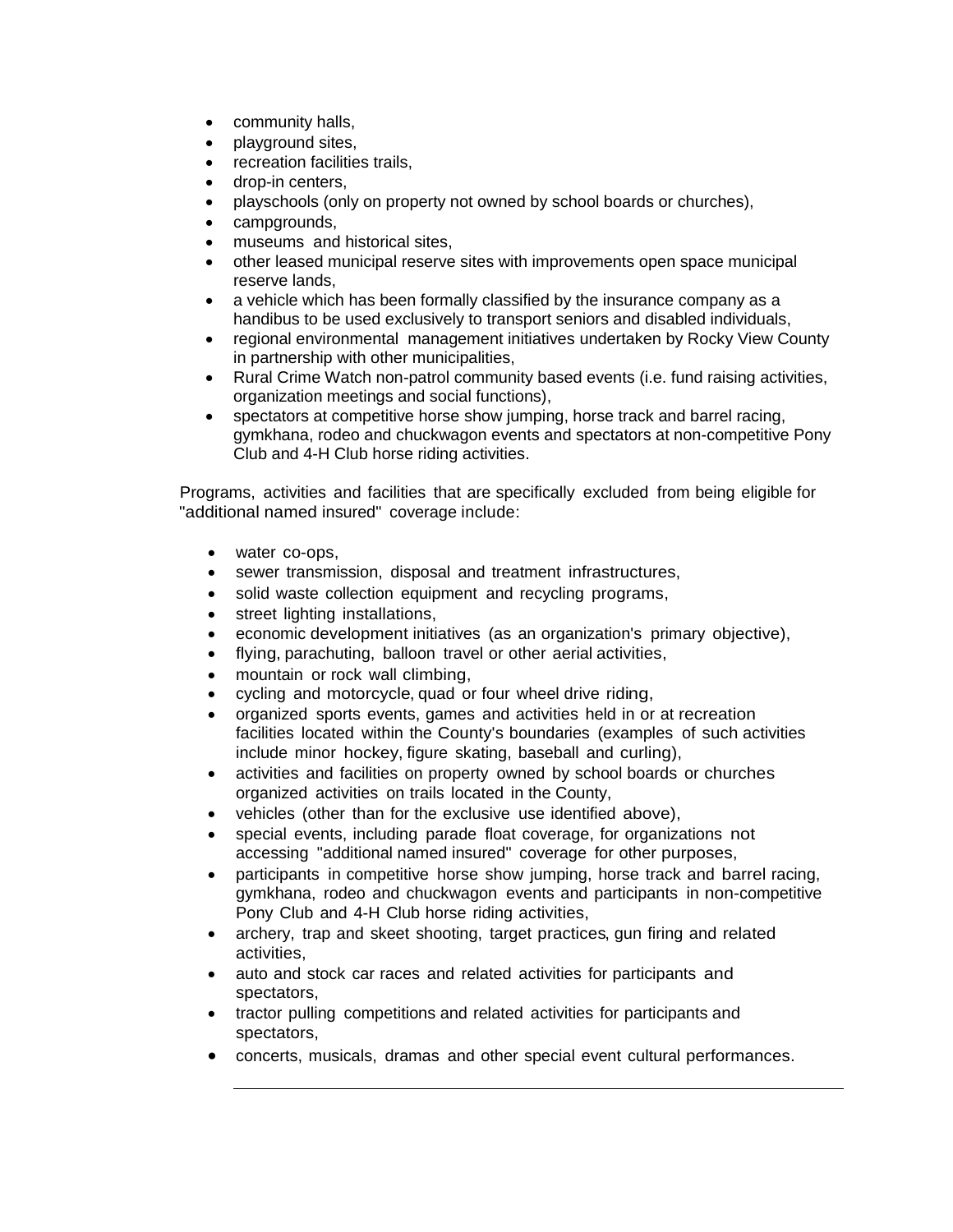- community halls,
- playground sites,
- recreation facilities trails,
- drop-in centers,
- playschools (only on property not owned by school boards or churches),
- campgrounds,
- museums and historical sites,
- other leased municipal reserve sites with improvements open space municipal reserve lands,
- a vehicle which has been formally classified by the insurance company as a handibus to be used exclusively to transport seniors and disabled individuals,
- regional environmental management initiatives undertaken by Rocky View County in partnership with other municipalities,
- Rural Crime Watch non-patrol community based events (i.e. fund raising activities, organization meetings and social functions),
- spectators at competitive horse show jumping, horse track and barrel racing, gymkhana, rodeo and chuckwagon events and spectators at non-competitive Pony Club and 4-H Club horse riding activities.

Programs, activities and facilities that are specifically excluded from being eligible for "additional named insured" coverage include:

- water co-ops,
- sewer transmission, disposal and treatment infrastructures,
- solid waste collection equipment and recycling programs,
- street lighting installations,
- economic development initiatives (as an organization's primary objective),
- flying, parachuting, balloon travel or other aerial activities,
- mountain or rock wall climbing,
- cycling and motorcycle, quad or four wheel drive riding,
- organized sports events, games and activities held in or at recreation facilities located within the County's boundaries (examples of such activities include minor hockey, figure skating, baseball and curling),
- activities and facilities on property owned by school boards or churches organized activities on trails located in the County,
- vehicles (other than for the exclusive use identified above),
- special events, including parade float coverage, for organizations not accessing "additional named insured" coverage for other purposes,
- participants in competitive horse show jumping, horse track and barrel racing, gymkhana, rodeo and chuckwagon events and participants in non-competitive Pony Club and 4-H Club horse riding activities,
- archery, trap and skeet shooting, target practices, gun firing and related activities,
- auto and stock car races and related activities for participants and spectators,
- tractor pulling competitions and related activities for participants and spectators,
- concerts, musicals, dramas and other special event cultural performances.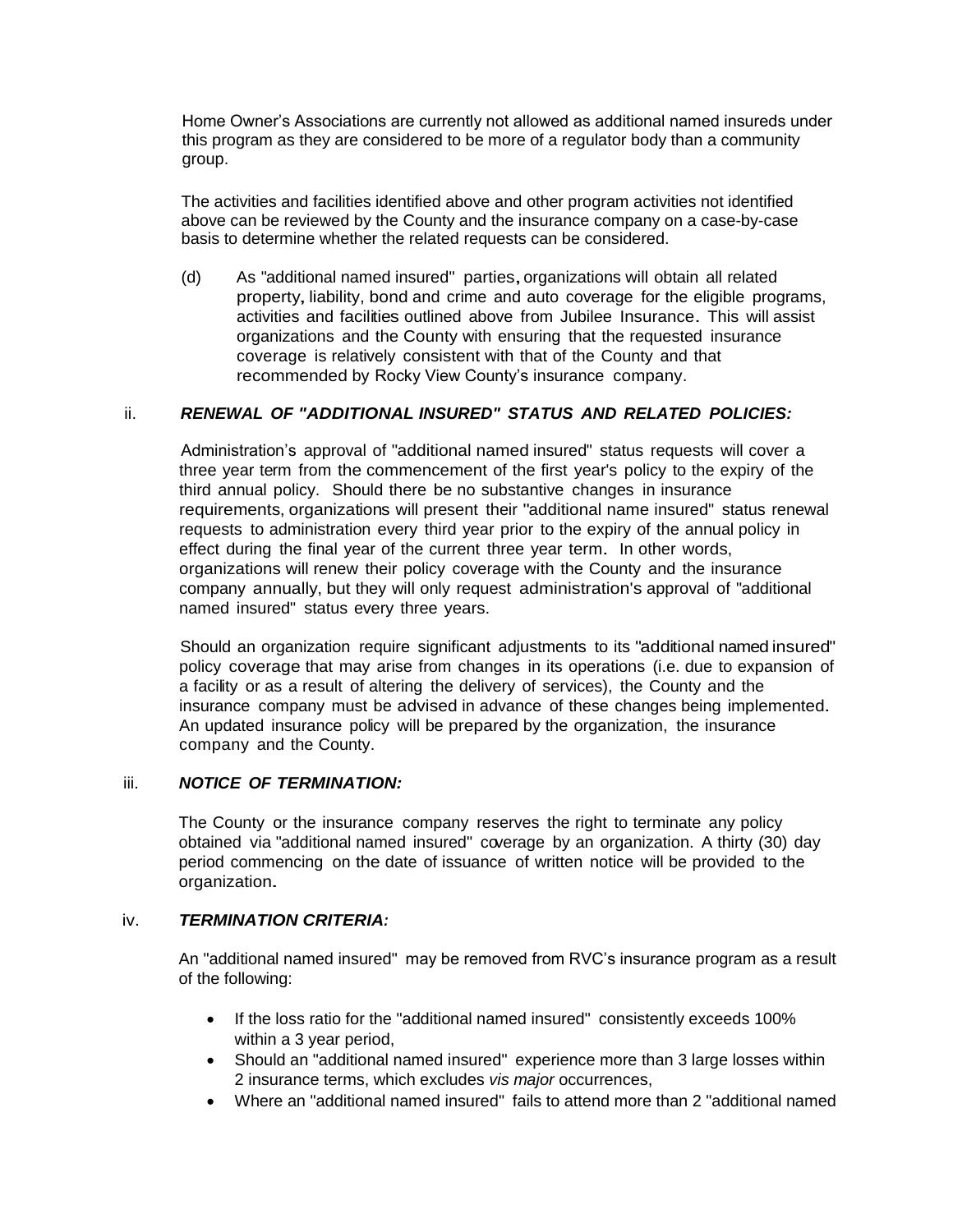Home Owner's Associations are currently not allowed as additional named insureds under this program as they are considered to be more of a regulator body than a community group.

The activities and facilities identified above and other program activities not identified above can be reviewed by the County and the insurance company on a case-by-case basis to determine whether the related requests can be considered.

(d) As "additional named insured" parties, organizations will obtain all related property, liability, bond and crime and auto coverage for the eligible programs, activities and facilities outlined above from Jubilee Insurance. This will assist organizations and the County with ensuring that the requested insurance coverage is relatively consistent with that of the County and that recommended by Rocky View County's insurance company.

ii. ***RENEWAL OF "ADDITIONAL INSURED" STATUS AND RELATED POLICIES:***

Administration's approval of "additional named insured" status requests will cover a three year term from the commencement of the first year's policy to the expiry of the third annual policy. Should there be no substantive changes in insurance requirements, organizations will present their "additional name insured" status renewal requests to administration every third year prior to the expiry of the annual policy in effect during the final year of the current three year term. In other words, organizations will renew their policy coverage with the County and the insurance company annually, but they will only request administration's approval of "additional named insured" status every three years.

Should an organization require significant adjustments to its "additional named insured" policy coverage that may arise from changes in its operations (i.e. due to expansion of a facility or as a result of altering the delivery of services), the County and the insurance company must be advised in advance of these changes being implemented. An updated insurance policy will be prepared by the organization, the insurance company and the County.

iii. ***NOTICE OF TERMINATION:***

The County or the insurance company reserves the right to terminate any policy obtained via "additional named insured" coverage by an organization. A thirty (30) day period commencing on the date of issuance of written notice will be provided to the organization.

iv. ***TERMINATION CRITERIA:***

An "additional named insured" may be removed from RVC's insurance program as a result of the following:

- If the loss ratio for the "additional named insured" consistently exceeds 100% within a 3 year period,
- Should an "additional named insured" experience more than 3 large losses within 2 insurance terms, which excludes *vis major* occurrences,
- Where an "additional named insured" fails to attend more than 2 "additional named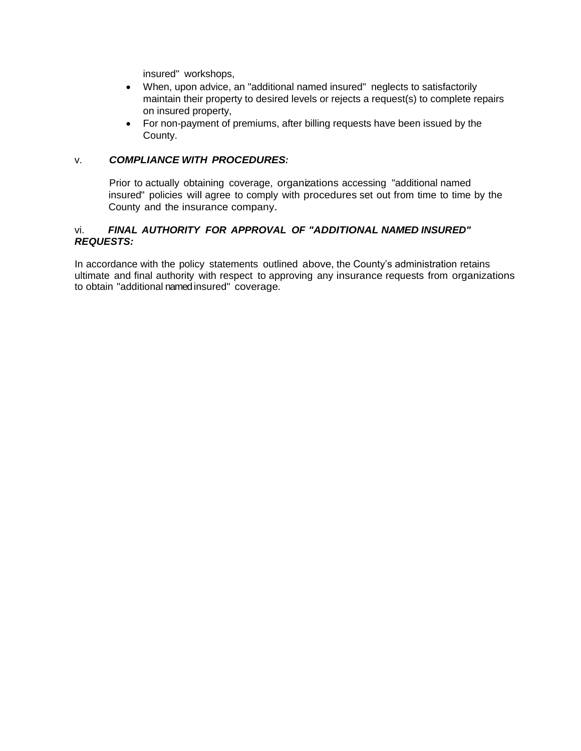insured" workshops,

- When, upon advice, an "additional named insured" neglects to satisfactorily maintain their property to desired levels or rejects a request(s) to complete repairs on insured property,
- For non-payment of premiums, after billing requests have been issued by the County.

v. ***COMPLIANCE WITH PROCEDURES:***

Prior to actually obtaining coverage, organizations accessing "additional named insured" policies will agree to comply with procedures set out from time to time by the County and the insurance company.

vi. ***FINAL AUTHORITY FOR APPROVAL OF "ADDITIONAL NAMED INSURED" REQUESTS:***

In accordance with the policy statements outlined above, the County's administration retains ultimate and final authority with respect to approving any insurance requests from organizations to obtain "additional named insured" coverage.